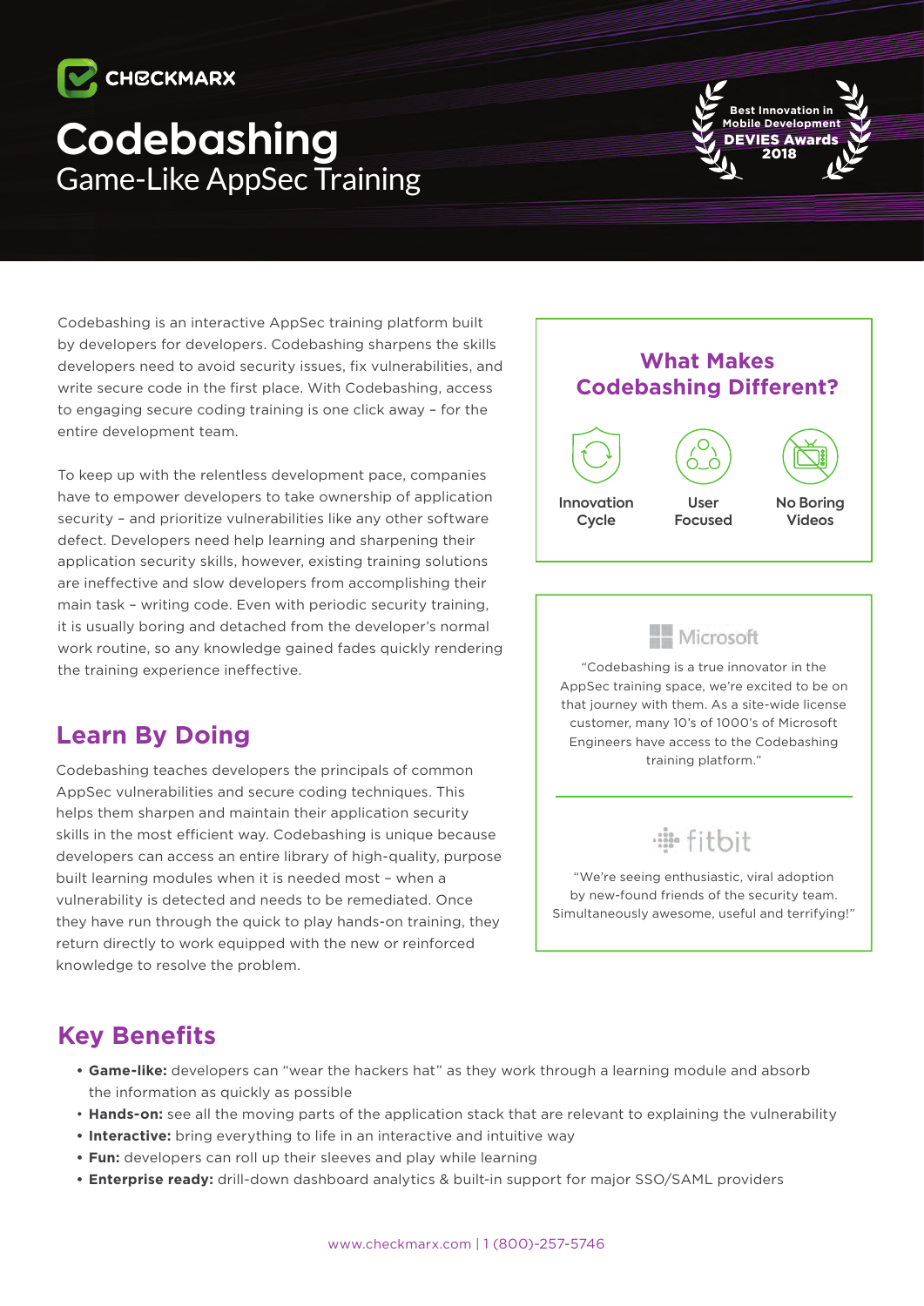CHECKMARX

# Codebashing

## Game-Like AppSec Training

Best Innovation in Mobile Development
DEVIES Awards
2018

Codebashing is an interactive AppSec training platform built by developers for developers. Codebashing sharpens the skills developers need to avoid security issues, fix vulnerabilities, and write secure code in the first place. With Codebashing, access to engaging secure coding training is one click away – for the entire development team.

To keep up with the relentless development pace, companies have to empower developers to take ownership of application security – and prioritize vulnerabilities like any other software defect. Developers need help learning and sharpening their application security skills, however, existing training solutions are ineffective and slow developers from accomplishing their main task – writing code. Even with periodic security training, it is usually boring and detached from the developer's normal work routine, so any knowledge gained fades quickly rendering the training experience ineffective.

## Learn By Doing

Codebashing teaches developers the principals of common AppSec vulnerabilities and secure coding techniques. This helps them sharpen and maintain their application security skills in the most efficient way. Codebashing is unique because developers can access an entire library of high-quality, purpose built learning modules when it is needed most – when a vulnerability is detected and needs to be remediated. Once they have run through the quick to play hands-on training, they return directly to work equipped with the new or reinforced knowledge to resolve the problem.

## What Makes Codebashing Different?

- Innovation Cycle
- User Focused
- No Boring Videos

**Microsoft**

"Codebashing is a true innovator in the AppSec training space, we're excited to be on that journey with them. As a site-wide license customer, many 10's of 1000's of Microsoft Engineers have access to the Codebashing training platform."

**fitbit**

"We're seeing enthusiastic, viral adoption by new-found friends of the security team. Simultaneously awesome, useful and terrifying!"

## Key Benefits

- **Game-like:** developers can "wear the hackers hat" as they work through a learning module and absorb the information as quickly as possible
- **Hands-on:** see all the moving parts of the application stack that are relevant to explaining the vulnerability
- **Interactive:** bring everything to life in an interactive and intuitive way
- **Fun:** developers can roll up their sleeves and play while learning
- **Enterprise ready:** drill-down dashboard analytics & built-in support for major SSO/SAML providers

www.checkmarx.com | 1 (800)-257-5746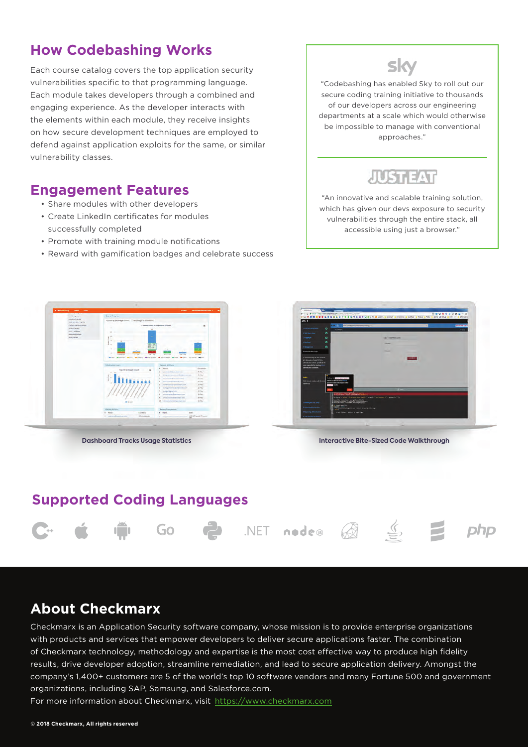## How Codebashing Works

Each course catalog covers the top application security vulnerabilities specific to that programming language. Each module takes developers through a combined and engaging experience. As the developer interacts with the elements within each module, they receive insights on how secure development techniques are employed to defend against application exploits for the same, or similar vulnerability classes.

## Engagement Features

- Share modules with other developers
- Create LinkedIn certificates for modules successfully completed
- Promote with training module notifications
- Reward with gamification badges and celebrate success

sky

"Codebashing has enabled Sky to roll out our secure coding training initiative to thousands of our developers across our engineering departments at a scale which would otherwise be impossible to manage with conventional approaches."

JUST EAT

"An innovative and scalable training solution, which has given our devs exposure to security vulnerabilities through the entire stack, all accessible using just a browser."

**Dashboard Tracks Usage Statistics**

**Interactive Bite-Sized Code Walkthrough**

## Supported Coding Languages

Go .NET node php

## About Checkmarx

Checkmarx is an Application Security software company, whose mission is to provide enterprise organizations with products and services that empower developers to deliver secure applications faster. The combination of Checkmarx technology, methodology and expertise is the most cost effective way to produce high fidelity results, drive developer adoption, streamline remediation, and lead to secure application delivery. Amongst the company's 1,400+ customers are 5 of the world's top 10 software vendors and many Fortune 500 and government organizations, including SAP, Samsung, and Salesforce.com.
For more information about Checkmarx, visit https://www.checkmarx.com

**© 2018 Checkmarx, All rights reserved**